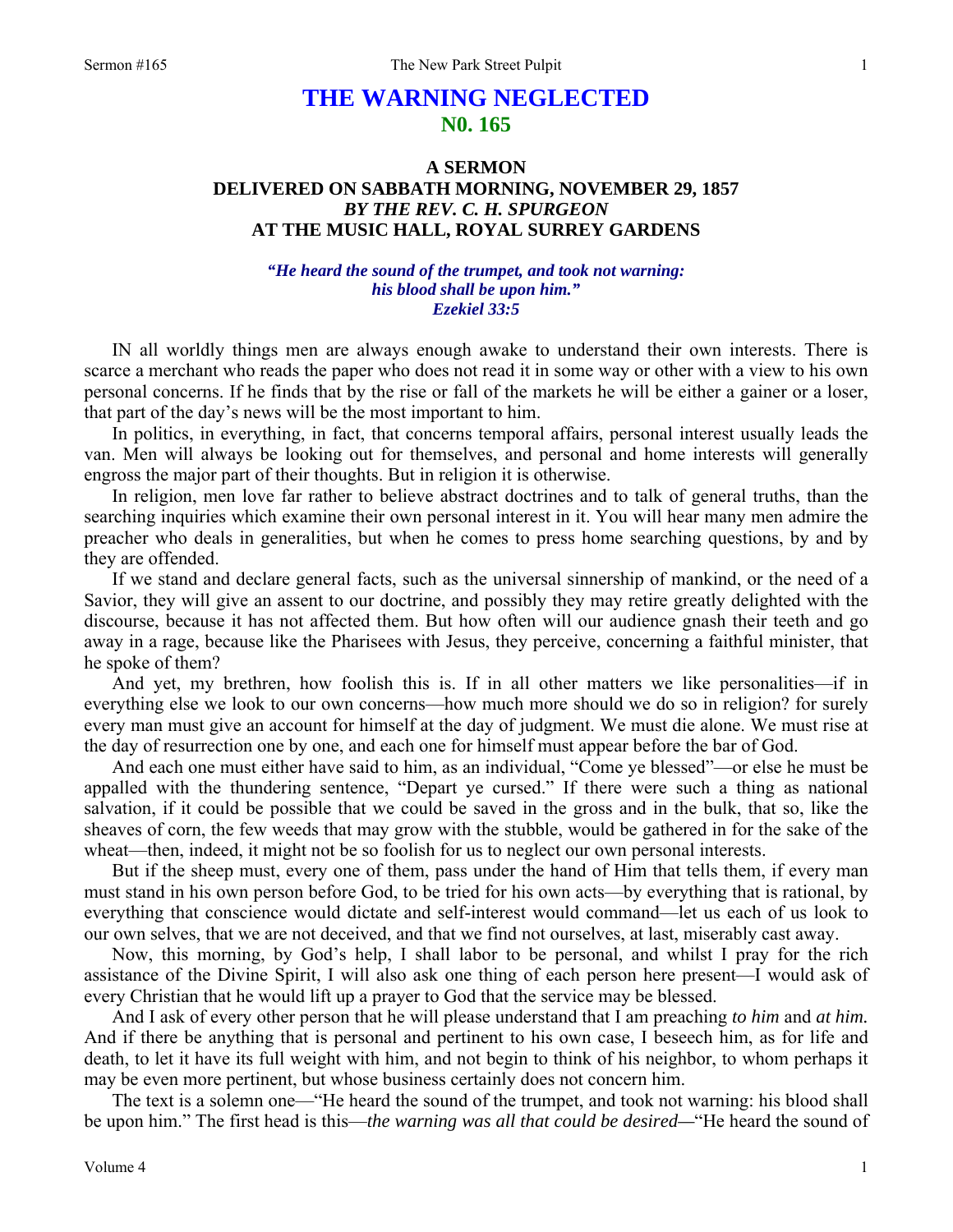# THE WARNING NEGLECTED
## N0. 165

### A SERMON
### DELIVERED ON SABBATH MORNING, NOVEMBER 29, 1857
### *BY THE REV. C. H. SPURGEON*
### AT THE MUSIC HALL, ROYAL SURREY GARDENS

***"He heard the sound of the trumpet, and took not warning: his blood shall be upon him." Ezekiel 33:5***

IN all worldly things men are always enough awake to understand their own interests. There is scarce a merchant who reads the paper who does not read it in some way or other with a view to his own personal concerns. If he finds that by the rise or fall of the markets he will be either a gainer or a loser, that part of the day's news will be the most important to him.

In politics, in everything, in fact, that concerns temporal affairs, personal interest usually leads the van. Men will always be looking out for themselves, and personal and home interests will generally engross the major part of their thoughts. But in religion it is otherwise.

In religion, men love far rather to believe abstract doctrines and to talk of general truths, than the searching inquiries which examine their own personal interest in it. You will hear many men admire the preacher who deals in generalities, but when he comes to press home searching questions, by and by they are offended.

If we stand and declare general facts, such as the universal sinnership of mankind, or the need of a Savior, they will give an assent to our doctrine, and possibly they may retire greatly delighted with the discourse, because it has not affected them. But how often will our audience gnash their teeth and go away in a rage, because like the Pharisees with Jesus, they perceive, concerning a faithful minister, that he spoke of them?

And yet, my brethren, how foolish this is. If in all other matters we like personalities—if in everything else we look to our own concerns—how much more should we do so in religion? for surely every man must give an account for himself at the day of judgment. We must die alone. We must rise at the day of resurrection one by one, and each one for himself must appear before the bar of God.

And each one must either have said to him, as an individual, "Come ye blessed"—or else he must be appalled with the thundering sentence, "Depart ye cursed." If there were such a thing as national salvation, if it could be possible that we could be saved in the gross and in the bulk, that so, like the sheaves of corn, the few weeds that may grow with the stubble, would be gathered in for the sake of the wheat—then, indeed, it might not be so foolish for us to neglect our own personal interests.

But if the sheep must, every one of them, pass under the hand of Him that tells them, if every man must stand in his own person before God, to be tried for his own acts—by everything that is rational, by everything that conscience would dictate and self-interest would command—let us each of us look to our own selves, that we are not deceived, and that we find not ourselves, at last, miserably cast away.

Now, this morning, by God's help, I shall labor to be personal, and whilst I pray for the rich assistance of the Divine Spirit, I will also ask one thing of each person here present—I would ask of every Christian that he would lift up a prayer to God that the service may be blessed.

And I ask of every other person that he will please understand that I am preaching *to him* and *at him.* And if there be anything that is personal and pertinent to his own case, I beseech him, as for life and death, to let it have its full weight with him, and not begin to think of his neighbor, to whom perhaps it may be even more pertinent, but whose business certainly does not concern him.

The text is a solemn one—"He heard the sound of the trumpet, and took not warning: his blood shall be upon him." The first head is this—*the warning was all that could be desired—*"He heard the sound of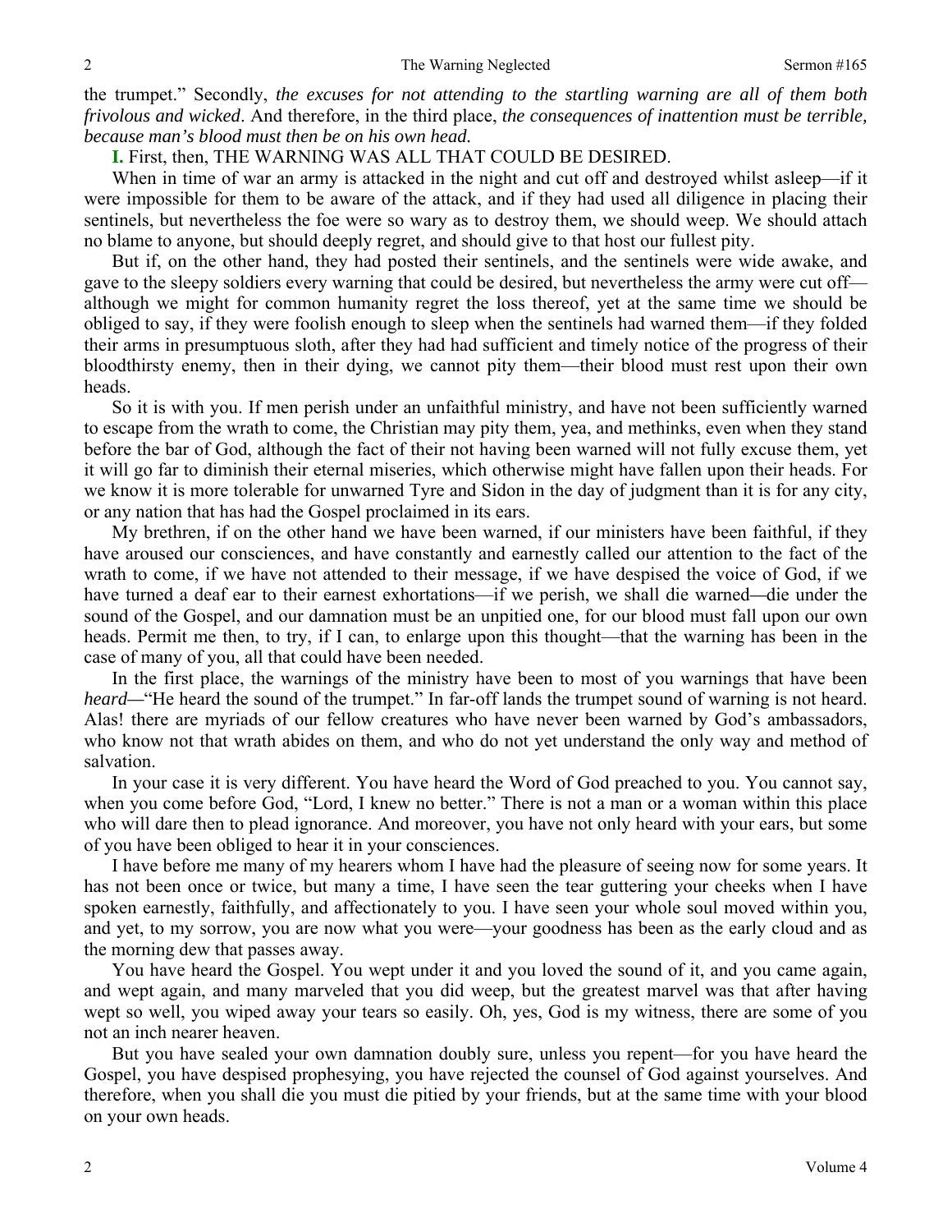the trumpet." Secondly, *the excuses for not attending to the startling warning are all of them both frivolous and wicked*. And therefore, in the third place, *the consequences of inattention must be terrible, because man's blood must then be on his own head.*

**I.** First, then, THE WARNING WAS ALL THAT COULD BE DESIRED.

When in time of war an army is attacked in the night and cut off and destroyed whilst asleep—if it were impossible for them to be aware of the attack, and if they had used all diligence in placing their sentinels, but nevertheless the foe were so wary as to destroy them, we should weep. We should attach no blame to anyone, but should deeply regret, and should give to that host our fullest pity.

But if, on the other hand, they had posted their sentinels, and the sentinels were wide awake, and gave to the sleepy soldiers every warning that could be desired, but nevertheless the army were cut off—although we might for common humanity regret the loss thereof, yet at the same time we should be obliged to say, if they were foolish enough to sleep when the sentinels had warned them—if they folded their arms in presumptuous sloth, after they had had sufficient and timely notice of the progress of their bloodthirsty enemy, then in their dying, we cannot pity them—their blood must rest upon their own heads.

So it is with you. If men perish under an unfaithful ministry, and have not been sufficiently warned to escape from the wrath to come, the Christian may pity them, yea, and methinks, even when they stand before the bar of God, although the fact of their not having been warned will not fully excuse them, yet it will go far to diminish their eternal miseries, which otherwise might have fallen upon their heads. For we know it is more tolerable for unwarned Tyre and Sidon in the day of judgment than it is for any city, or any nation that has had the Gospel proclaimed in its ears.

My brethren, if on the other hand we have been warned, if our ministers have been faithful, if they have aroused our consciences, and have constantly and earnestly called our attention to the fact of the wrath to come, if we have not attended to their message, if we have despised the voice of God, if we have turned a deaf ear to their earnest exhortations—if we perish, we shall die warned—die under the sound of the Gospel, and our damnation must be an unpitied one, for our blood must fall upon our own heads. Permit me then, to try, if I can, to enlarge upon this thought—that the warning has been in the case of many of you, all that could have been needed.

In the first place, the warnings of the ministry have been to most of you warnings that have been *heard*—"He heard the sound of the trumpet." In far-off lands the trumpet sound of warning is not heard. Alas! there are myriads of our fellow creatures who have never been warned by God's ambassadors, who know not that wrath abides on them, and who do not yet understand the only way and method of salvation.

In your case it is very different. You have heard the Word of God preached to you. You cannot say, when you come before God, "Lord, I knew no better." There is not a man or a woman within this place who will dare then to plead ignorance. And moreover, you have not only heard with your ears, but some of you have been obliged to hear it in your consciences.

I have before me many of my hearers whom I have had the pleasure of seeing now for some years. It has not been once or twice, but many a time, I have seen the tear guttering your cheeks when I have spoken earnestly, faithfully, and affectionately to you. I have seen your whole soul moved within you, and yet, to my sorrow, you are now what you were—your goodness has been as the early cloud and as the morning dew that passes away.

You have heard the Gospel. You wept under it and you loved the sound of it, and you came again, and wept again, and many marveled that you did weep, but the greatest marvel was that after having wept so well, you wiped away your tears so easily. Oh, yes, God is my witness, there are some of you not an inch nearer heaven.

But you have sealed your own damnation doubly sure, unless you repent—for you have heard the Gospel, you have despised prophesying, you have rejected the counsel of God against yourselves. And therefore, when you shall die you must die pitied by your friends, but at the same time with your blood on your own heads.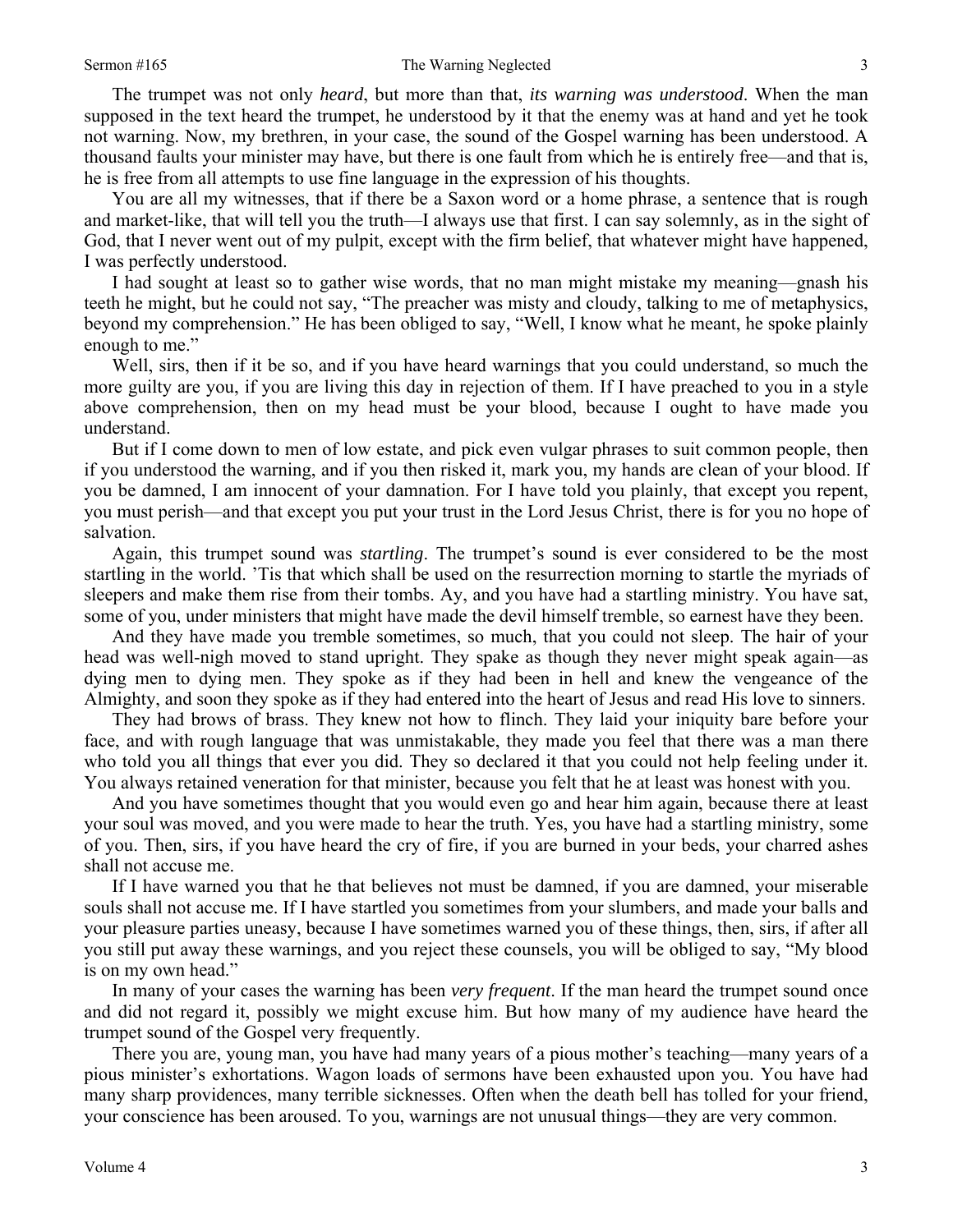The trumpet was not only *heard*, but more than that, *its warning was understood*. When the man supposed in the text heard the trumpet, he understood by it that the enemy was at hand and yet he took not warning. Now, my brethren, in your case, the sound of the Gospel warning has been understood. A thousand faults your minister may have, but there is one fault from which he is entirely free—and that is, he is free from all attempts to use fine language in the expression of his thoughts.

You are all my witnesses, that if there be a Saxon word or a home phrase, a sentence that is rough and market-like, that will tell you the truth—I always use that first. I can say solemnly, as in the sight of God, that I never went out of my pulpit, except with the firm belief, that whatever might have happened, I was perfectly understood.

I had sought at least so to gather wise words, that no man might mistake my meaning—gnash his teeth he might, but he could not say, "The preacher was misty and cloudy, talking to me of metaphysics, beyond my comprehension." He has been obliged to say, "Well, I know what he meant, he spoke plainly enough to me."

Well, sirs, then if it be so, and if you have heard warnings that you could understand, so much the more guilty are you, if you are living this day in rejection of them. If I have preached to you in a style above comprehension, then on my head must be your blood, because I ought to have made you understand.

But if I come down to men of low estate, and pick even vulgar phrases to suit common people, then if you understood the warning, and if you then risked it, mark you, my hands are clean of your blood. If you be damned, I am innocent of your damnation. For I have told you plainly, that except you repent, you must perish—and that except you put your trust in the Lord Jesus Christ, there is for you no hope of salvation.

Again, this trumpet sound was *startling*. The trumpet's sound is ever considered to be the most startling in the world. 'Tis that which shall be used on the resurrection morning to startle the myriads of sleepers and make them rise from their tombs. Ay, and you have had a startling ministry. You have sat, some of you, under ministers that might have made the devil himself tremble, so earnest have they been.

And they have made you tremble sometimes, so much, that you could not sleep. The hair of your head was well-nigh moved to stand upright. They spake as though they never might speak again—as dying men to dying men. They spoke as if they had been in hell and knew the vengeance of the Almighty, and soon they spoke as if they had entered into the heart of Jesus and read His love to sinners.

They had brows of brass. They knew not how to flinch. They laid your iniquity bare before your face, and with rough language that was unmistakable, they made you feel that there was a man there who told you all things that ever you did. They so declared it that you could not help feeling under it. You always retained veneration for that minister, because you felt that he at least was honest with you.

And you have sometimes thought that you would even go and hear him again, because there at least your soul was moved, and you were made to hear the truth. Yes, you have had a startling ministry, some of you. Then, sirs, if you have heard the cry of fire, if you are burned in your beds, your charred ashes shall not accuse me.

If I have warned you that he that believes not must be damned, if you are damned, your miserable souls shall not accuse me. If I have startled you sometimes from your slumbers, and made your balls and your pleasure parties uneasy, because I have sometimes warned you of these things, then, sirs, if after all you still put away these warnings, and you reject these counsels, you will be obliged to say, "My blood is on my own head."

In many of your cases the warning has been *very frequent*. If the man heard the trumpet sound once and did not regard it, possibly we might excuse him. But how many of my audience have heard the trumpet sound of the Gospel very frequently.

There you are, young man, you have had many years of a pious mother's teaching—many years of a pious minister's exhortations. Wagon loads of sermons have been exhausted upon you. You have had many sharp providences, many terrible sicknesses. Often when the death bell has tolled for your friend, your conscience has been aroused. To you, warnings are not unusual things—they are very common.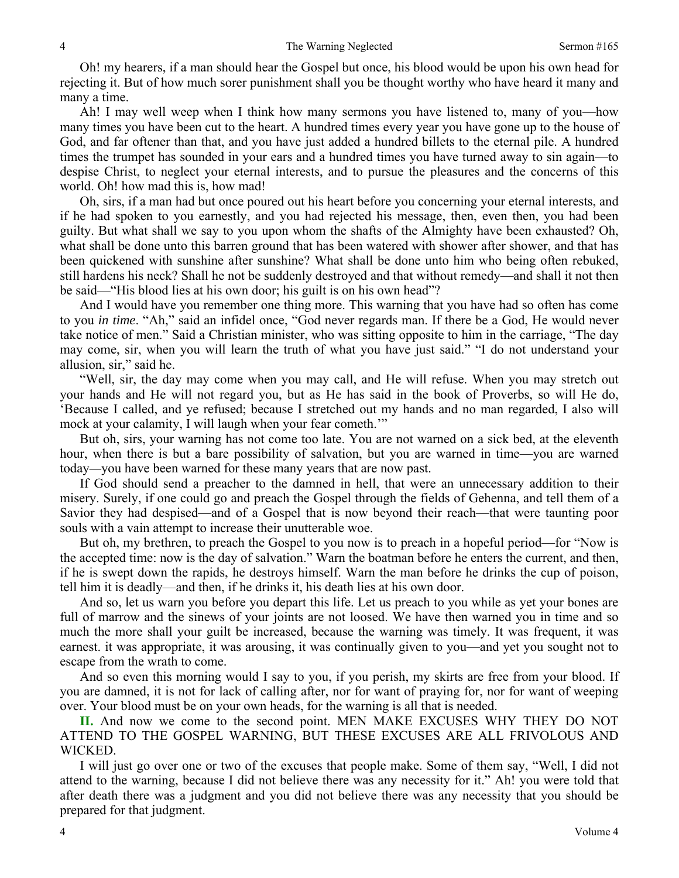Oh! my hearers, if a man should hear the Gospel but once, his blood would be upon his own head for rejecting it. But of how much sorer punishment shall you be thought worthy who have heard it many and many a time.

Ah! I may well weep when I think how many sermons you have listened to, many of you—how many times you have been cut to the heart. A hundred times every year you have gone up to the house of God, and far oftener than that, and you have just added a hundred billets to the eternal pile. A hundred times the trumpet has sounded in your ears and a hundred times you have turned away to sin again—to despise Christ, to neglect your eternal interests, and to pursue the pleasures and the concerns of this world. Oh! how mad this is, how mad!

Oh, sirs, if a man had but once poured out his heart before you concerning your eternal interests, and if he had spoken to you earnestly, and you had rejected his message, then, even then, you had been guilty. But what shall we say to you upon whom the shafts of the Almighty have been exhausted? Oh, what shall be done unto this barren ground that has been watered with shower after shower, and that has been quickened with sunshine after sunshine? What shall be done unto him who being often rebuked, still hardens his neck? Shall he not be suddenly destroyed and that without remedy—and shall it not then be said—"His blood lies at his own door; his guilt is on his own head"?

And I would have you remember one thing more. This warning that you have had so often has come to you *in time*. "Ah," said an infidel once, "God never regards man. If there be a God, He would never take notice of men." Said a Christian minister, who was sitting opposite to him in the carriage, "The day may come, sir, when you will learn the truth of what you have just said." "I do not understand your allusion, sir," said he.

"Well, sir, the day may come when you may call, and He will refuse. When you may stretch out your hands and He will not regard you, but as He has said in the book of Proverbs, so will He do, 'Because I called, and ye refused; because I stretched out my hands and no man regarded, I also will mock at your calamity, I will laugh when your fear cometh.'"

But oh, sirs, your warning has not come too late. You are not warned on a sick bed, at the eleventh hour, when there is but a bare possibility of salvation, but you are warned in time—you are warned today—you have been warned for these many years that are now past.

If God should send a preacher to the damned in hell, that were an unnecessary addition to their misery. Surely, if one could go and preach the Gospel through the fields of Gehenna, and tell them of a Savior they had despised—and of a Gospel that is now beyond their reach—that were taunting poor souls with a vain attempt to increase their unutterable woe.

But oh, my brethren, to preach the Gospel to you now is to preach in a hopeful period—for "Now is the accepted time: now is the day of salvation." Warn the boatman before he enters the current, and then, if he is swept down the rapids, he destroys himself. Warn the man before he drinks the cup of poison, tell him it is deadly—and then, if he drinks it, his death lies at his own door.

And so, let us warn you before you depart this life. Let us preach to you while as yet your bones are full of marrow and the sinews of your joints are not loosed. We have then warned you in time and so much the more shall your guilt be increased, because the warning was timely. It was frequent, it was earnest. it was appropriate, it was arousing, it was continually given to you—and yet you sought not to escape from the wrath to come.

And so even this morning would I say to you, if you perish, my skirts are free from your blood. If you are damned, it is not for lack of calling after, nor for want of praying for, nor for want of weeping over. Your blood must be on your own heads, for the warning is all that is needed.

**II.** And now we come to the second point. MEN MAKE EXCUSES WHY THEY DO NOT ATTEND TO THE GOSPEL WARNING, BUT THESE EXCUSES ARE ALL FRIVOLOUS AND WICKED.

I will just go over one or two of the excuses that people make. Some of them say, "Well, I did not attend to the warning, because I did not believe there was any necessity for it." Ah! you were told that after death there was a judgment and you did not believe there was any necessity that you should be prepared for that judgment.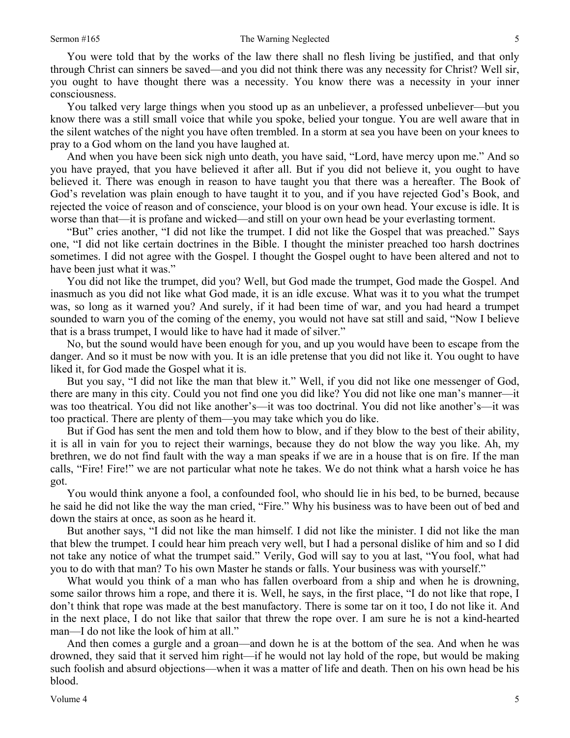You were told that by the works of the law there shall no flesh living be justified, and that only through Christ can sinners be saved—and you did not think there was any necessity for Christ? Well sir, you ought to have thought there was a necessity. You know there was a necessity in your inner consciousness.

You talked very large things when you stood up as an unbeliever, a professed unbeliever—but you know there was a still small voice that while you spoke, belied your tongue. You are well aware that in the silent watches of the night you have often trembled. In a storm at sea you have been on your knees to pray to a God whom on the land you have laughed at.

And when you have been sick nigh unto death, you have said, "Lord, have mercy upon me." And so you have prayed, that you have believed it after all. But if you did not believe it, you ought to have believed it. There was enough in reason to have taught you that there was a hereafter. The Book of God's revelation was plain enough to have taught it to you, and if you have rejected God's Book, and rejected the voice of reason and of conscience, your blood is on your own head. Your excuse is idle. It is worse than that—it is profane and wicked—and still on your own head be your everlasting torment.

"But" cries another, "I did not like the trumpet. I did not like the Gospel that was preached." Says one, "I did not like certain doctrines in the Bible. I thought the minister preached too harsh doctrines sometimes. I did not agree with the Gospel. I thought the Gospel ought to have been altered and not to have been just what it was."

You did not like the trumpet, did you? Well, but God made the trumpet, God made the Gospel. And inasmuch as you did not like what God made, it is an idle excuse. What was it to you what the trumpet was, so long as it warned you? And surely, if it had been time of war, and you had heard a trumpet sounded to warn you of the coming of the enemy, you would not have sat still and said, "Now I believe that is a brass trumpet, I would like to have had it made of silver."

No, but the sound would have been enough for you, and up you would have been to escape from the danger. And so it must be now with you. It is an idle pretense that you did not like it. You ought to have liked it, for God made the Gospel what it is.

But you say, "I did not like the man that blew it." Well, if you did not like one messenger of God, there are many in this city. Could you not find one you did like? You did not like one man's manner—it was too theatrical. You did not like another's—it was too doctrinal. You did not like another's—it was too practical. There are plenty of them—you may take which you do like.

But if God has sent the men and told them how to blow, and if they blow to the best of their ability, it is all in vain for you to reject their warnings, because they do not blow the way you like. Ah, my brethren, we do not find fault with the way a man speaks if we are in a house that is on fire. If the man calls, "Fire! Fire!" we are not particular what note he takes. We do not think what a harsh voice he has got.

You would think anyone a fool, a confounded fool, who should lie in his bed, to be burned, because he said he did not like the way the man cried, "Fire." Why his business was to have been out of bed and down the stairs at once, as soon as he heard it.

But another says, "I did not like the man himself. I did not like the minister. I did not like the man that blew the trumpet. I could hear him preach very well, but I had a personal dislike of him and so I did not take any notice of what the trumpet said." Verily, God will say to you at last, "You fool, what had you to do with that man? To his own Master he stands or falls. Your business was with yourself."

What would you think of a man who has fallen overboard from a ship and when he is drowning, some sailor throws him a rope, and there it is. Well, he says, in the first place, "I do not like that rope, I don't think that rope was made at the best manufactory. There is some tar on it too, I do not like it. And in the next place, I do not like that sailor that threw the rope over. I am sure he is not a kind-hearted man—I do not like the look of him at all."

And then comes a gurgle and a groan—and down he is at the bottom of the sea. And when he was drowned, they said that it served him right—if he would not lay hold of the rope, but would be making such foolish and absurd objections—when it was a matter of life and death. Then on his own head be his blood.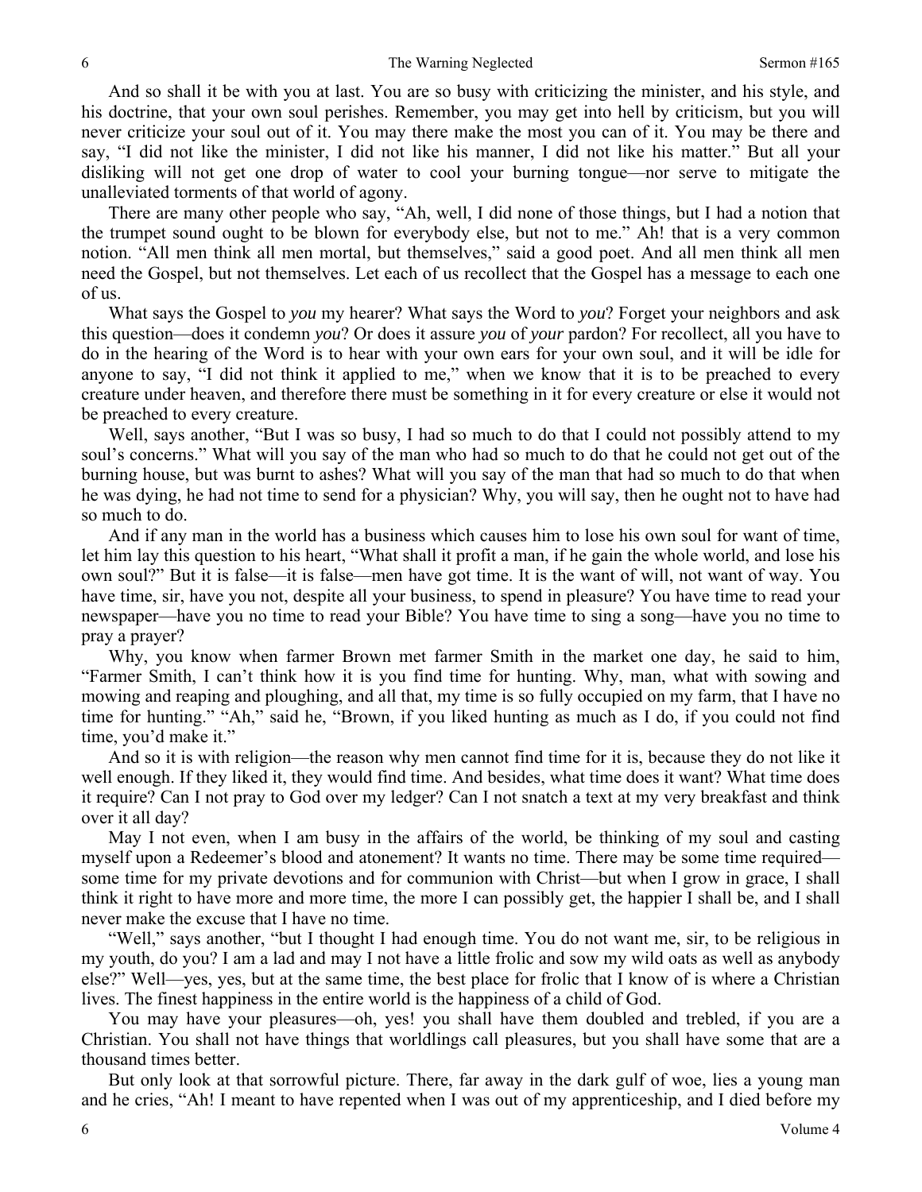And so shall it be with you at last. You are so busy with criticizing the minister, and his style, and his doctrine, that your own soul perishes. Remember, you may get into hell by criticism, but you will never criticize your soul out of it. You may there make the most you can of it. You may be there and say, "I did not like the minister, I did not like his manner, I did not like his matter." But all your disliking will not get one drop of water to cool your burning tongue—nor serve to mitigate the unalleviated torments of that world of agony.

There are many other people who say, "Ah, well, I did none of those things, but I had a notion that the trumpet sound ought to be blown for everybody else, but not to me." Ah! that is a very common notion. "All men think all men mortal, but themselves," said a good poet. And all men think all men need the Gospel, but not themselves. Let each of us recollect that the Gospel has a message to each one of us.

What says the Gospel to *you* my hearer? What says the Word to *you*? Forget your neighbors and ask this question—does it condemn *you*? Or does it assure *you* of *your* pardon? For recollect, all you have to do in the hearing of the Word is to hear with your own ears for your own soul, and it will be idle for anyone to say, "I did not think it applied to me," when we know that it is to be preached to every creature under heaven, and therefore there must be something in it for every creature or else it would not be preached to every creature.

Well, says another, "But I was so busy, I had so much to do that I could not possibly attend to my soul's concerns." What will you say of the man who had so much to do that he could not get out of the burning house, but was burnt to ashes? What will you say of the man that had so much to do that when he was dying, he had not time to send for a physician? Why, you will say, then he ought not to have had so much to do.

And if any man in the world has a business which causes him to lose his own soul for want of time, let him lay this question to his heart, "What shall it profit a man, if he gain the whole world, and lose his own soul?" But it is false—it is false—men have got time. It is the want of will, not want of way. You have time, sir, have you not, despite all your business, to spend in pleasure? You have time to read your newspaper—have you no time to read your Bible? You have time to sing a song—have you no time to pray a prayer?

Why, you know when farmer Brown met farmer Smith in the market one day, he said to him, "Farmer Smith, I can't think how it is you find time for hunting. Why, man, what with sowing and mowing and reaping and ploughing, and all that, my time is so fully occupied on my farm, that I have no time for hunting." "Ah," said he, "Brown, if you liked hunting as much as I do, if you could not find time, you'd make it."

And so it is with religion—the reason why men cannot find time for it is, because they do not like it well enough. If they liked it, they would find time. And besides, what time does it want? What time does it require? Can I not pray to God over my ledger? Can I not snatch a text at my very breakfast and think over it all day?

May I not even, when I am busy in the affairs of the world, be thinking of my soul and casting myself upon a Redeemer's blood and atonement? It wants no time. There may be some time required—some time for my private devotions and for communion with Christ—but when I grow in grace, I shall think it right to have more and more time, the more I can possibly get, the happier I shall be, and I shall never make the excuse that I have no time.

"Well," says another, "but I thought I had enough time. You do not want me, sir, to be religious in my youth, do you? I am a lad and may I not have a little frolic and sow my wild oats as well as anybody else?" Well—yes, yes, but at the same time, the best place for frolic that I know of is where a Christian lives. The finest happiness in the entire world is the happiness of a child of God.

You may have your pleasures—oh, yes! you shall have them doubled and trebled, if you are a Christian. You shall not have things that worldlings call pleasures, but you shall have some that are a thousand times better.

But only look at that sorrowful picture. There, far away in the dark gulf of woe, lies a young man and he cries, "Ah! I meant to have repented when I was out of my apprenticeship, and I died before my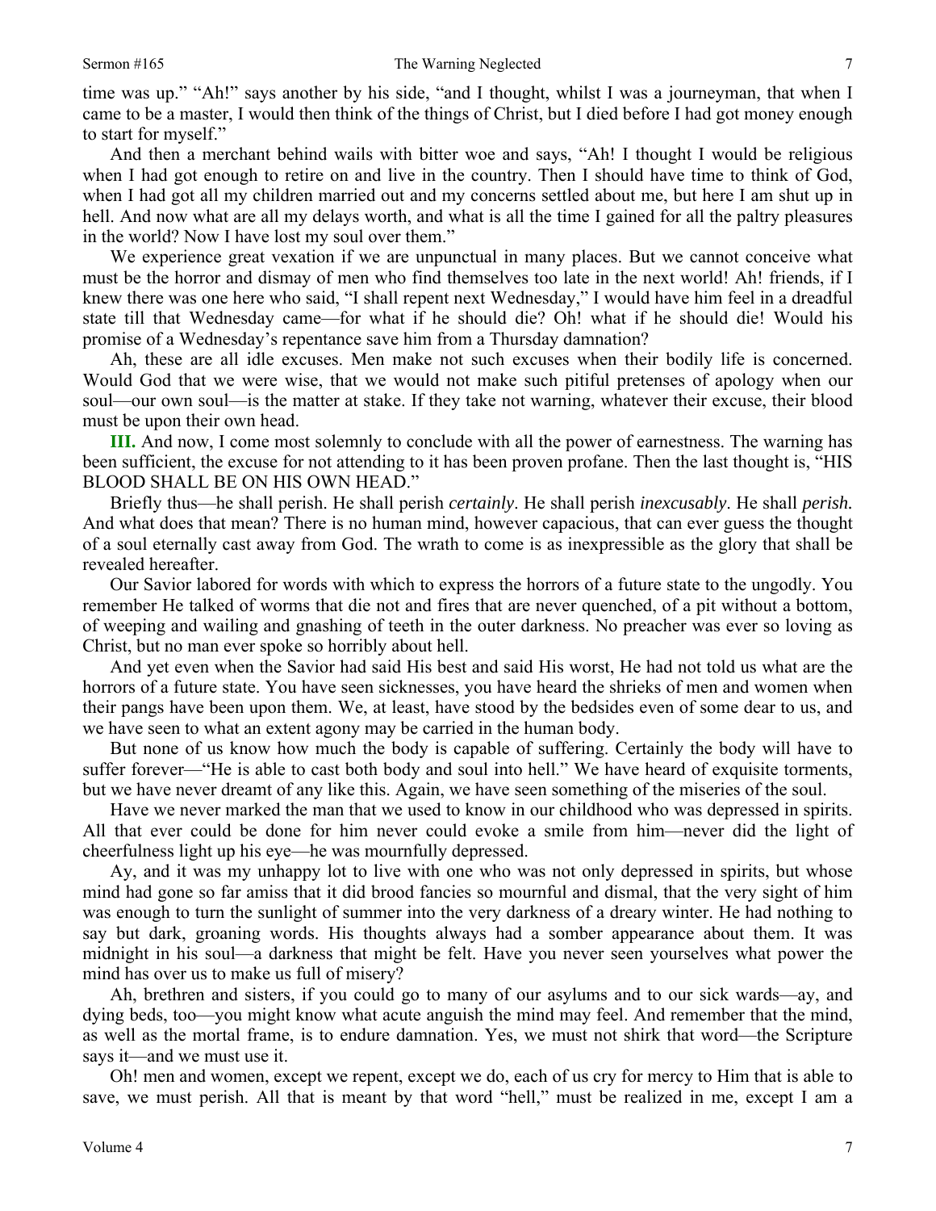time was up." "Ah!" says another by his side, "and I thought, whilst I was a journeyman, that when I came to be a master, I would then think of the things of Christ, but I died before I had got money enough to start for myself."

And then a merchant behind wails with bitter woe and says, "Ah! I thought I would be religious when I had got enough to retire on and live in the country. Then I should have time to think of God, when I had got all my children married out and my concerns settled about me, but here I am shut up in hell. And now what are all my delays worth, and what is all the time I gained for all the paltry pleasures in the world? Now I have lost my soul over them."

We experience great vexation if we are unpunctual in many places. But we cannot conceive what must be the horror and dismay of men who find themselves too late in the next world! Ah! friends, if I knew there was one here who said, "I shall repent next Wednesday," I would have him feel in a dreadful state till that Wednesday came—for what if he should die? Oh! what if he should die! Would his promise of a Wednesday's repentance save him from a Thursday damnation?

Ah, these are all idle excuses. Men make not such excuses when their bodily life is concerned. Would God that we were wise, that we would not make such pitiful pretenses of apology when our soul—our own soul—is the matter at stake. If they take not warning, whatever their excuse, their blood must be upon their own head.

**III.** And now, I come most solemnly to conclude with all the power of earnestness. The warning has been sufficient, the excuse for not attending to it has been proven profane. Then the last thought is, "HIS BLOOD SHALL BE ON HIS OWN HEAD."

Briefly thus—he shall perish. He shall perish *certainly*. He shall perish *inexcusably*. He shall *perish.* And what does that mean? There is no human mind, however capacious, that can ever guess the thought of a soul eternally cast away from God. The wrath to come is as inexpressible as the glory that shall be revealed hereafter.

Our Savior labored for words with which to express the horrors of a future state to the ungodly. You remember He talked of worms that die not and fires that are never quenched, of a pit without a bottom, of weeping and wailing and gnashing of teeth in the outer darkness. No preacher was ever so loving as Christ, but no man ever spoke so horribly about hell.

And yet even when the Savior had said His best and said His worst, He had not told us what are the horrors of a future state. You have seen sicknesses, you have heard the shrieks of men and women when their pangs have been upon them. We, at least, have stood by the bedsides even of some dear to us, and we have seen to what an extent agony may be carried in the human body.

But none of us know how much the body is capable of suffering. Certainly the body will have to suffer forever—"He is able to cast both body and soul into hell." We have heard of exquisite torments, but we have never dreamt of any like this. Again, we have seen something of the miseries of the soul.

Have we never marked the man that we used to know in our childhood who was depressed in spirits. All that ever could be done for him never could evoke a smile from him—never did the light of cheerfulness light up his eye—he was mournfully depressed.

Ay, and it was my unhappy lot to live with one who was not only depressed in spirits, but whose mind had gone so far amiss that it did brood fancies so mournful and dismal, that the very sight of him was enough to turn the sunlight of summer into the very darkness of a dreary winter. He had nothing to say but dark, groaning words. His thoughts always had a somber appearance about them. It was midnight in his soul—a darkness that might be felt. Have you never seen yourselves what power the mind has over us to make us full of misery?

Ah, brethren and sisters, if you could go to many of our asylums and to our sick wards—ay, and dying beds, too—you might know what acute anguish the mind may feel. And remember that the mind, as well as the mortal frame, is to endure damnation. Yes, we must not shirk that word—the Scripture says it—and we must use it.

Oh! men and women, except we repent, except we do, each of us cry for mercy to Him that is able to save, we must perish. All that is meant by that word "hell," must be realized in me, except I am a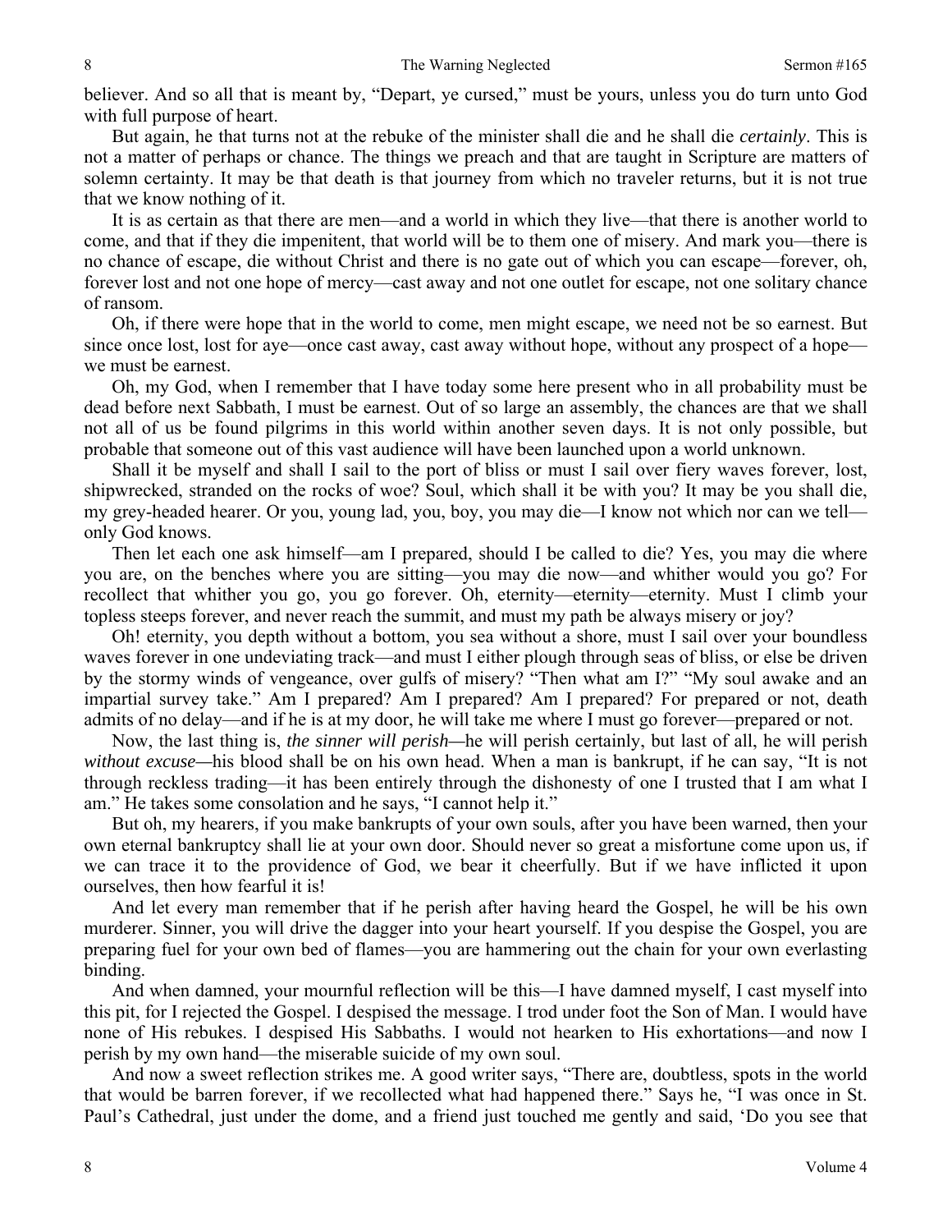believer. And so all that is meant by, "Depart, ye cursed," must be yours, unless you do turn unto God with full purpose of heart.

But again, he that turns not at the rebuke of the minister shall die and he shall die *certainly*. This is not a matter of perhaps or chance. The things we preach and that are taught in Scripture are matters of solemn certainty. It may be that death is that journey from which no traveler returns, but it is not true that we know nothing of it.

It is as certain as that there are men—and a world in which they live—that there is another world to come, and that if they die impenitent, that world will be to them one of misery. And mark you—there is no chance of escape, die without Christ and there is no gate out of which you can escape—forever, oh, forever lost and not one hope of mercy—cast away and not one outlet for escape, not one solitary chance of ransom.

Oh, if there were hope that in the world to come, men might escape, we need not be so earnest. But since once lost, lost for aye—once cast away, cast away without hope, without any prospect of a hope—we must be earnest.

Oh, my God, when I remember that I have today some here present who in all probability must be dead before next Sabbath, I must be earnest. Out of so large an assembly, the chances are that we shall not all of us be found pilgrims in this world within another seven days. It is not only possible, but probable that someone out of this vast audience will have been launched upon a world unknown.

Shall it be myself and shall I sail to the port of bliss or must I sail over fiery waves forever, lost, shipwrecked, stranded on the rocks of woe? Soul, which shall it be with you? It may be you shall die, my grey-headed hearer. Or you, young lad, you, boy, you may die—I know not which nor can we tell—only God knows.

Then let each one ask himself—am I prepared, should I be called to die? Yes, you may die where you are, on the benches where you are sitting—you may die now—and whither would you go? For recollect that whither you go, you go forever. Oh, eternity—eternity—eternity. Must I climb your topless steeps forever, and never reach the summit, and must my path be always misery or joy?

Oh! eternity, you depth without a bottom, you sea without a shore, must I sail over your boundless waves forever in one undeviating track—and must I either plough through seas of bliss, or else be driven by the stormy winds of vengeance, over gulfs of misery? "Then what am I?" "My soul awake and an impartial survey take." Am I prepared? Am I prepared? Am I prepared? For prepared or not, death admits of no delay—and if he is at my door, he will take me where I must go forever—prepared or not.

Now, the last thing is, *the sinner will perish*—he will perish certainly, but last of all, he will perish *without excuse*—his blood shall be on his own head. When a man is bankrupt, if he can say, "It is not through reckless trading—it has been entirely through the dishonesty of one I trusted that I am what I am." He takes some consolation and he says, "I cannot help it."

But oh, my hearers, if you make bankrupts of your own souls, after you have been warned, then your own eternal bankruptcy shall lie at your own door. Should never so great a misfortune come upon us, if we can trace it to the providence of God, we bear it cheerfully. But if we have inflicted it upon ourselves, then how fearful it is!

And let every man remember that if he perish after having heard the Gospel, he will be his own murderer. Sinner, you will drive the dagger into your heart yourself. If you despise the Gospel, you are preparing fuel for your own bed of flames—you are hammering out the chain for your own everlasting binding.

And when damned, your mournful reflection will be this—I have damned myself, I cast myself into this pit, for I rejected the Gospel. I despised the message. I trod under foot the Son of Man. I would have none of His rebukes. I despised His Sabbaths. I would not hearken to His exhortations—and now I perish by my own hand—the miserable suicide of my own soul.

And now a sweet reflection strikes me. A good writer says, "There are, doubtless, spots in the world that would be barren forever, if we recollected what had happened there." Says he, "I was once in St. Paul's Cathedral, just under the dome, and a friend just touched me gently and said, 'Do you see that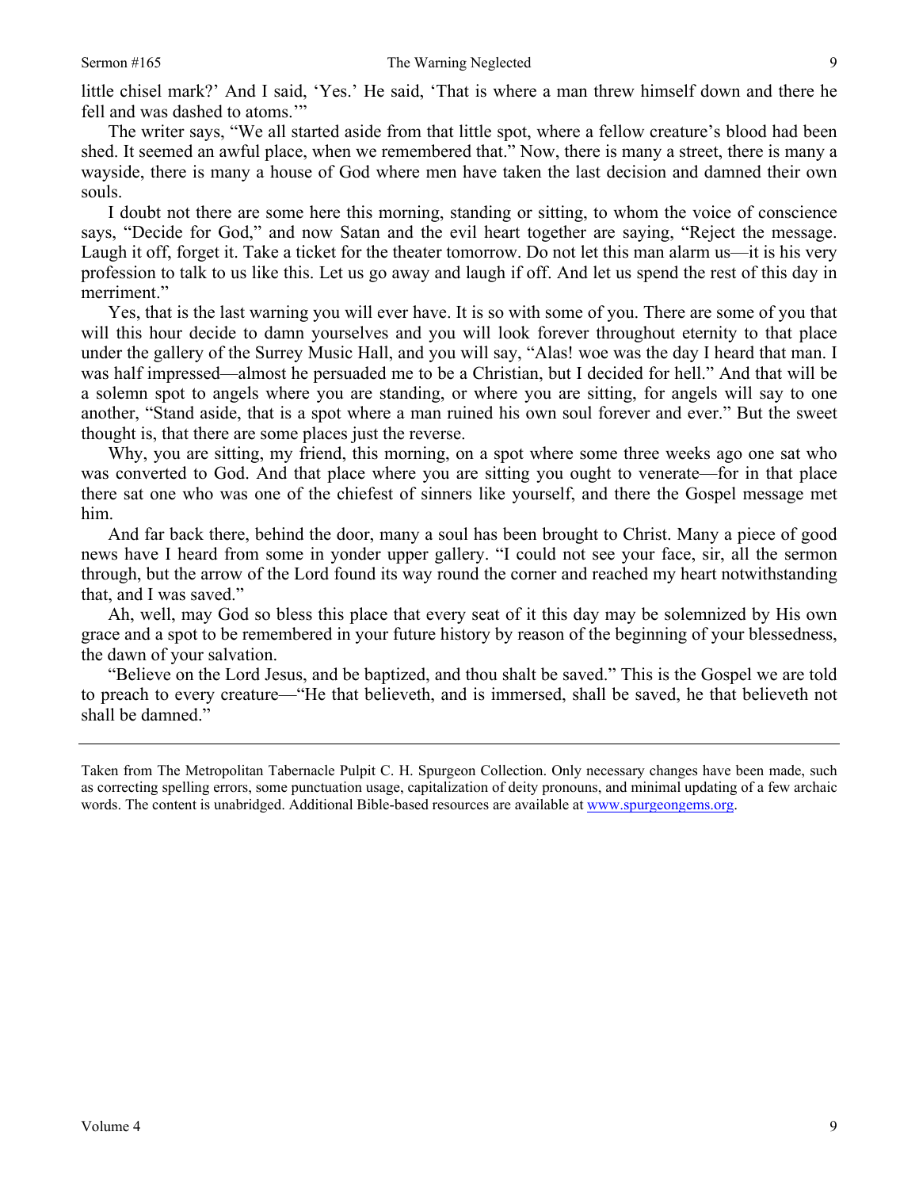little chisel mark?' And I said, 'Yes.' He said, 'That is where a man threw himself down and there he fell and was dashed to atoms.'"

The writer says, "We all started aside from that little spot, where a fellow creature's blood had been shed. It seemed an awful place, when we remembered that." Now, there is many a street, there is many a wayside, there is many a house of God where men have taken the last decision and damned their own souls.

I doubt not there are some here this morning, standing or sitting, to whom the voice of conscience says, "Decide for God," and now Satan and the evil heart together are saying, "Reject the message. Laugh it off, forget it. Take a ticket for the theater tomorrow. Do not let this man alarm us—it is his very profession to talk to us like this. Let us go away and laugh if off. And let us spend the rest of this day in merriment."

Yes, that is the last warning you will ever have. It is so with some of you. There are some of you that will this hour decide to damn yourselves and you will look forever throughout eternity to that place under the gallery of the Surrey Music Hall, and you will say, "Alas! woe was the day I heard that man. I was half impressed—almost he persuaded me to be a Christian, but I decided for hell." And that will be a solemn spot to angels where you are standing, or where you are sitting, for angels will say to one another, "Stand aside, that is a spot where a man ruined his own soul forever and ever." But the sweet thought is, that there are some places just the reverse.

Why, you are sitting, my friend, this morning, on a spot where some three weeks ago one sat who was converted to God. And that place where you are sitting you ought to venerate—for in that place there sat one who was one of the chiefest of sinners like yourself, and there the Gospel message met him.

And far back there, behind the door, many a soul has been brought to Christ. Many a piece of good news have I heard from some in yonder upper gallery. "I could not see your face, sir, all the sermon through, but the arrow of the Lord found its way round the corner and reached my heart notwithstanding that, and I was saved."

Ah, well, may God so bless this place that every seat of it this day may be solemnized by His own grace and a spot to be remembered in your future history by reason of the beginning of your blessedness, the dawn of your salvation.

"Believe on the Lord Jesus, and be baptized, and thou shalt be saved." This is the Gospel we are told to preach to every creature—"He that believeth, and is immersed, shall be saved, he that believeth not shall be damned."

---

Taken from The Metropolitan Tabernacle Pulpit C. H. Spurgeon Collection. Only necessary changes have been made, such as correcting spelling errors, some punctuation usage, capitalization of deity pronouns, and minimal updating of a few archaic words. The content is unabridged. Additional Bible-based resources are available at www.spurgeongems.org.